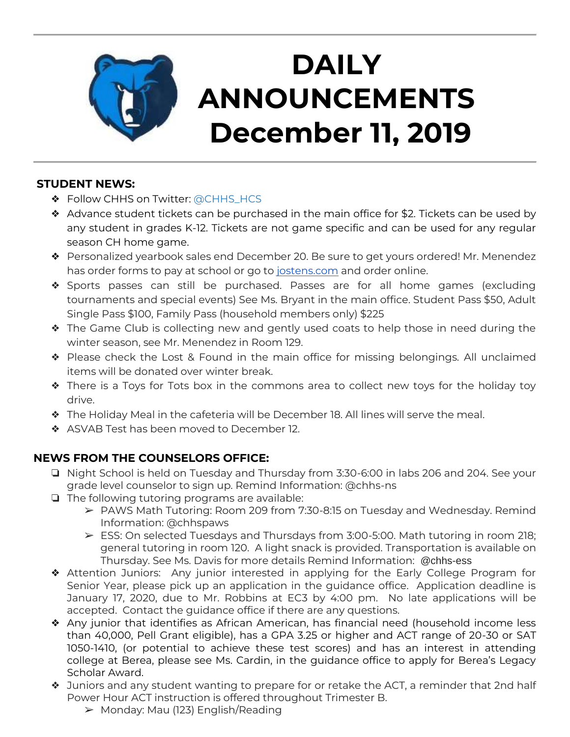# DAILY ANNOUNCEMENTS December 11, 2019

**STUDENT NEWS:**

- Follow CHHS on Twitter: @CHHS_HCS
- Advance student tickets can be purchased in the main office for $2. Tickets can be used by any student in grades K-12. Tickets are not game specific and can be used for any regular season CH home game.
- Personalized yearbook sales end December 20. Be sure to get yours ordered! Mr. Menendez has order forms to pay at school or go to jostens.com and order online.
- Sports passes can still be purchased. Passes are for all home games (excluding tournaments and special events) See Ms. Bryant in the main office. Student Pass $50, Adult Single Pass $100, Family Pass (household members only) $225
- The Game Club is collecting new and gently used coats to help those in need during the winter season, see Mr. Menendez in Room 129.
- Please check the Lost & Found in the main office for missing belongings. All unclaimed items will be donated over winter break.
- There is a Toys for Tots box in the commons area to collect new toys for the holiday toy drive.
- The Holiday Meal in the cafeteria will be December 18. All lines will serve the meal.
- ASVAB Test has been moved to December 12.

**NEWS FROM THE COUNSELORS OFFICE:**

- Night School is held on Tuesday and Thursday from 3:30-6:00 in labs 206 and 204. See your grade level counselor to sign up. Remind Information: @chhs-ns
- The following tutoring programs are available:
  - PAWS Math Tutoring: Room 209 from 7:30-8:15 on Tuesday and Wednesday. Remind Information: @chhspaws
  - ESS: On selected Tuesdays and Thursdays from 3:00-5:00. Math tutoring in room 218; general tutoring in room 120. A light snack is provided. Transportation is available on Thursday. See Ms. Davis for more details Remind Information: @chhs-ess
- Attention Juniors: Any junior interested in applying for the Early College Program for Senior Year, please pick up an application in the guidance office. Application deadline is January 17, 2020, due to Mr. Robbins at EC3 by 4:00 pm. No late applications will be accepted. Contact the guidance office if there are any questions.
- Any junior that identifies as African American, has financial need (household income less than 40,000, Pell Grant eligible), has a GPA 3.25 or higher and ACT range of 20-30 or SAT 1050-1410, (or potential to achieve these test scores) and has an interest in attending college at Berea, please see Ms. Cardin, in the guidance office to apply for Berea's Legacy Scholar Award.
- Juniors and any student wanting to prepare for or retake the ACT, a reminder that 2nd half Power Hour ACT instruction is offered throughout Trimester B.
  - Monday: Mau (123) English/Reading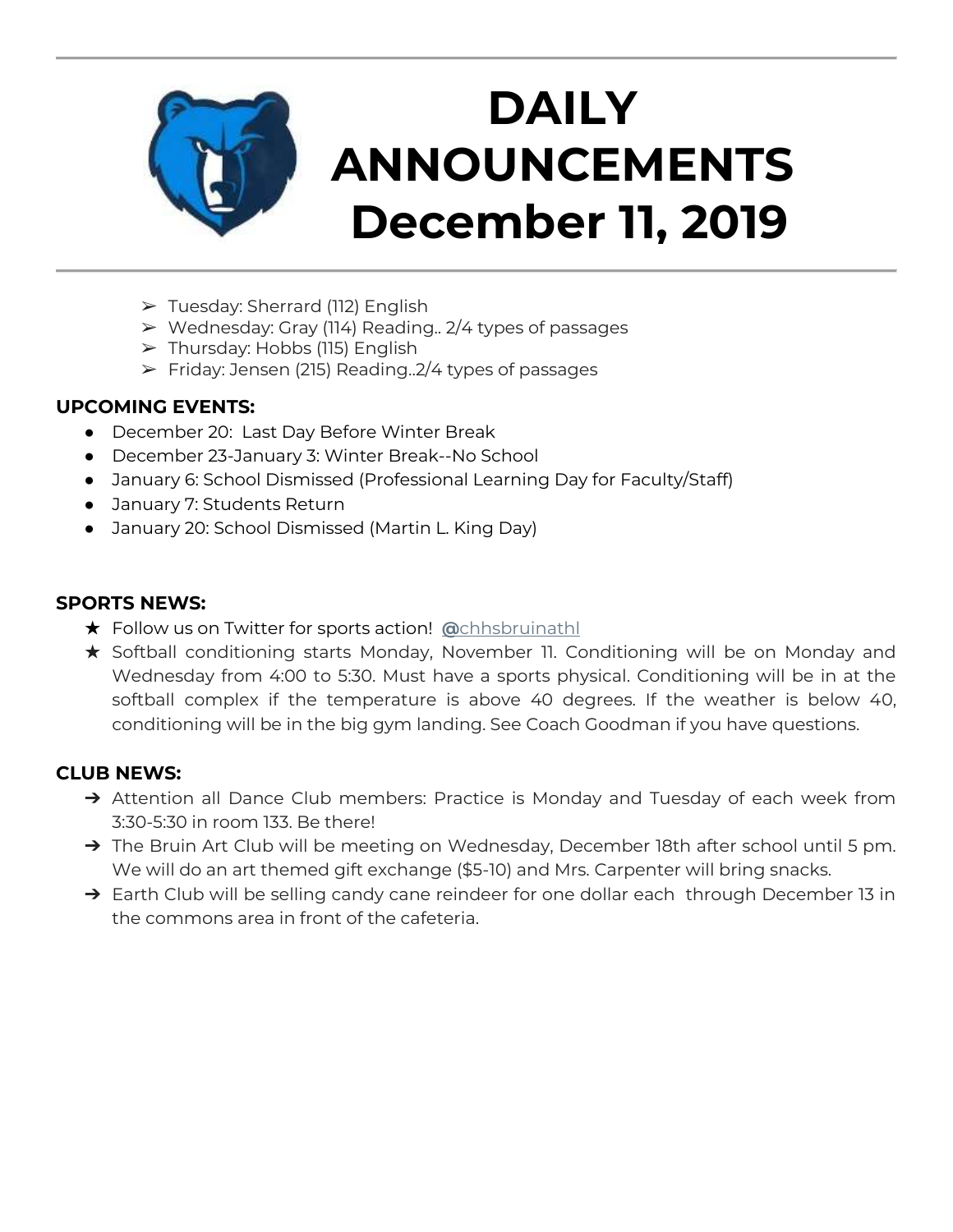# DAILY ANNOUNCEMENTS December 11, 2019

- Tuesday: Sherrard (112) English
- Wednesday: Gray (114) Reading.. 2/4 types of passages
- Thursday: Hobbs (115) English
- Friday: Jensen (215) Reading..2/4 types of passages

**UPCOMING EVENTS:**

- December 20: Last Day Before Winter Break
- December 23-January 3: Winter Break--No School
- January 6: School Dismissed (Professional Learning Day for Faculty/Staff)
- January 7: Students Return
- January 20: School Dismissed (Martin L. King Day)

**SPORTS NEWS:**

- Follow us on Twitter for sports action! @chhsbruinathl
- Softball conditioning starts Monday, November 11. Conditioning will be on Monday and Wednesday from 4:00 to 5:30. Must have a sports physical. Conditioning will be in at the softball complex if the temperature is above 40 degrees. If the weather is below 40, conditioning will be in the big gym landing. See Coach Goodman if you have questions.

**CLUB NEWS:**

- Attention all Dance Club members: Practice is Monday and Tuesday of each week from 3:30-5:30 in room 133. Be there!
- The Bruin Art Club will be meeting on Wednesday, December 18th after school until 5 pm. We will do an art themed gift exchange ($5-10) and Mrs. Carpenter will bring snacks.
- Earth Club will be selling candy cane reindeer for one dollar each through December 13 in the commons area in front of the cafeteria.